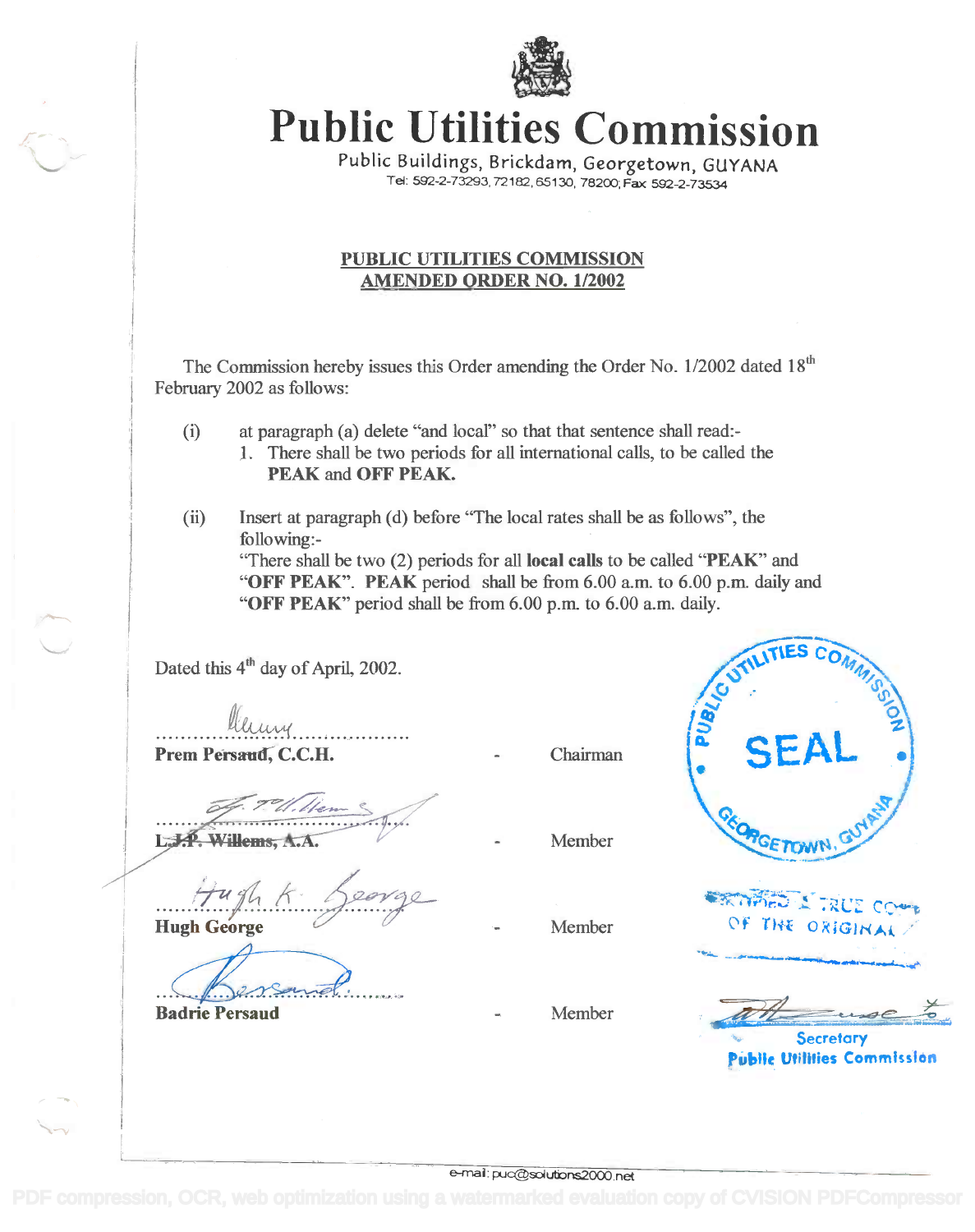# Public Utilities Commission

Public Buildings, Brickdam, Georgetown, GUYANA
Tel: 592-2-73293, 72182, 65130, 78200; Fax 592-2-73534

## PUBLIC UTILITIES COMMISSION
## AMENDED ORDER NO. 1/2002

The Commission hereby issues this Order amending the Order No. 1/2002 dated 18th February 2002 as follows:

(i) at paragraph (a) delete "and local" so that that sentence shall read:-

1. There shall be two periods for all international calls, to be called the **PEAK** and **OFF PEAK.**

(ii) Insert at paragraph (d) before "The local rates shall be as follows", the following:-

"There shall be two (2) periods for all **local calls** to be called "**PEAK**" and "**OFF PEAK**". **PEAK** period shall be from 6.00 a.m. to 6.00 p.m. daily and "**OFF PEAK**" period shall be from 6.00 p.m. to 6.00 a.m. daily.

Dated this 4th day of April, 2002.

**Prem Persaud, C.C.H.** - Chairman

**L.J.P. Willems, A.A.** - Member

**Hugh George** - Member

**Badrie Persaud** - Member

PUBLIC UTILITIES COMMISSION SEAL GEORGETOWN, GUYANA

CERTIFIED A TRUE COPY OF THE ORIGINAL

Secretary
Public Utilities Commission

e-mail: puc@solutions2000.net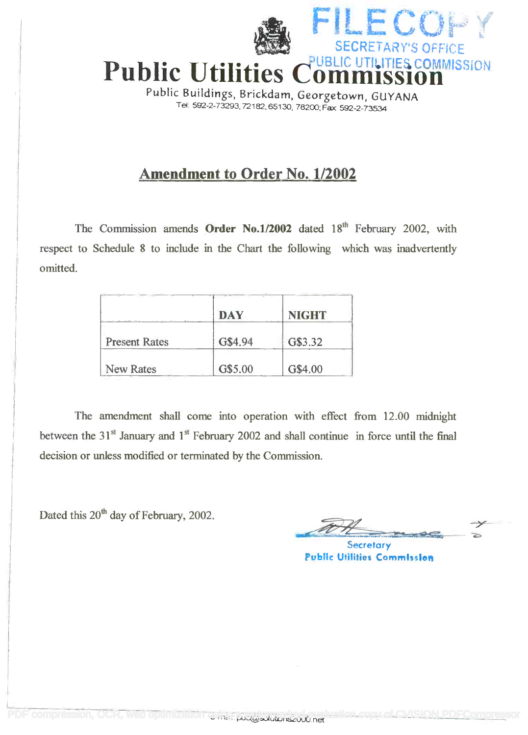FILE COPY
SECRETARY'S OFFICE
PUBLIC UTILITIES COMMISSION

# Public Utilities Commission

Public Buildings, Brickdam, Georgetown, GUYANA
Tel: 592-2-73293, 72182, 65130, 78200; Fax 592-2-73534

## Amendment to Order No. 1/2002

The Commission amends **Order No.1/2002** dated 18th February 2002, with respect to Schedule 8 to include in the Chart the following which was inadvertently omitted.

| | DAY | NIGHT |
|---|---|---|
| Present Rates | G$4.94 | G$3.32 |
| New Rates | G$5.00 | G$4.00 |

The amendment shall come into operation with effect from 12.00 midnight between the 31st January and 1st February 2002 and shall continue in force until the final decision or unless modified or terminated by the Commission.

Dated this 20th day of February, 2002.

Secretary
Public Utilities Commission

e-mail: puc@solutions2000.net